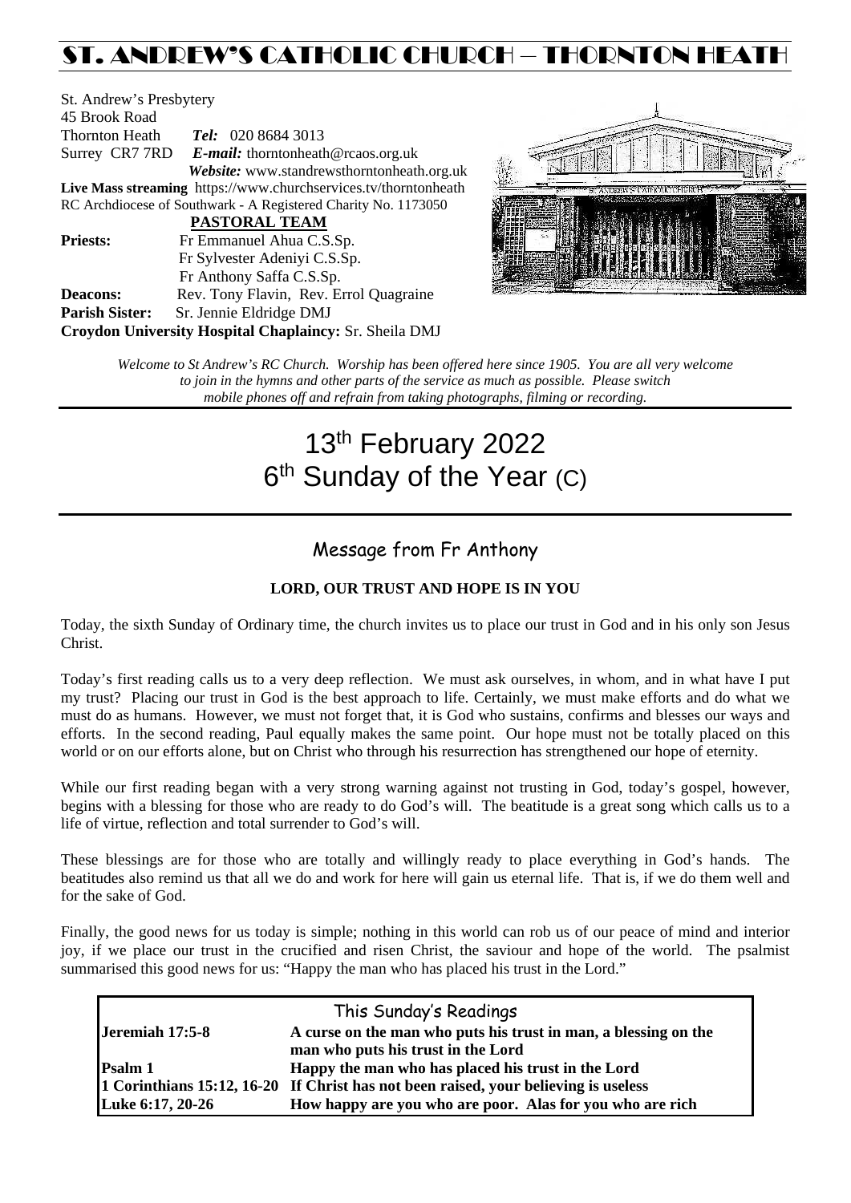# ST. ANDREW'S CATHOLIC CHURCH – THORNTON HEATH

St. Andrew's Presbytery
45 Brook Road
Thornton Heath *Tel:* 020 8684 3013
Surrey CR7 7RD *E-mail:* thorntonheath@rcaos.org.uk
*Website:* www.standrewsthorntonheath.org.uk
**Live Mass streaming** https://www.churchservices.tv/thorntonheath
RC Archdiocese of Southwark - A Registered Charity No. 1173050

**PASTORAL TEAM**

**Priests:** Fr Emmanuel Ahua C.S.Sp.
Fr Sylvester Adeniyi C.S.Sp.
Fr Anthony Saffa C.S.Sp.
**Deacons:** Rev. Tony Flavin, Rev. Errol Quagraine
**Parish Sister:** Sr. Jennie Eldridge DMJ
**Croydon University Hospital Chaplaincy:** Sr. Sheila DMJ

*Welcome to St Andrew's RC Church. Worship has been offered here since 1905. You are all very welcome to join in the hymns and other parts of the service as much as possible. Please switch mobile phones off and refrain from taking photographs, filming or recording.*

# 13th February 2022
# 6th Sunday of the Year (C)

## Message from Fr Anthony

**LORD, OUR TRUST AND HOPE IS IN YOU**

Today, the sixth Sunday of Ordinary time, the church invites us to place our trust in God and in his only son Jesus Christ.

Today's first reading calls us to a very deep reflection. We must ask ourselves, in whom, and in what have I put my trust? Placing our trust in God is the best approach to life. Certainly, we must make efforts and do what we must do as humans. However, we must not forget that, it is God who sustains, confirms and blesses our ways and efforts. In the second reading, Paul equally makes the same point. Our hope must not be totally placed on this world or on our efforts alone, but on Christ who through his resurrection has strengthened our hope of eternity.

While our first reading began with a very strong warning against not trusting in God, today's gospel, however, begins with a blessing for those who are ready to do God's will. The beatitude is a great song which calls us to a life of virtue, reflection and total surrender to God's will.

These blessings are for those who are totally and willingly ready to place everything in God's hands. The beatitudes also remind us that all we do and work for here will gain us eternal life. That is, if we do them well and for the sake of God.

Finally, the good news for us today is simple; nothing in this world can rob us of our peace of mind and interior joy, if we place our trust in the crucified and risen Christ, the saviour and hope of the world. The psalmist summarised this good news for us: "Happy the man who has placed his trust in the Lord."

| This Sunday's Readings | |
|---|---|
| **Jeremiah 17:5-8** | **A curse on the man who puts his trust in man, a blessing on the man who puts his trust in the Lord** |
| **Psalm 1** | **Happy the man who has placed his trust in the Lord** |
| **1 Corinthians 15:12, 16-20** | **If Christ has not been raised, your believing is useless** |
| **Luke 6:17, 20-26** | **How happy are you who are poor. Alas for you who are rich** |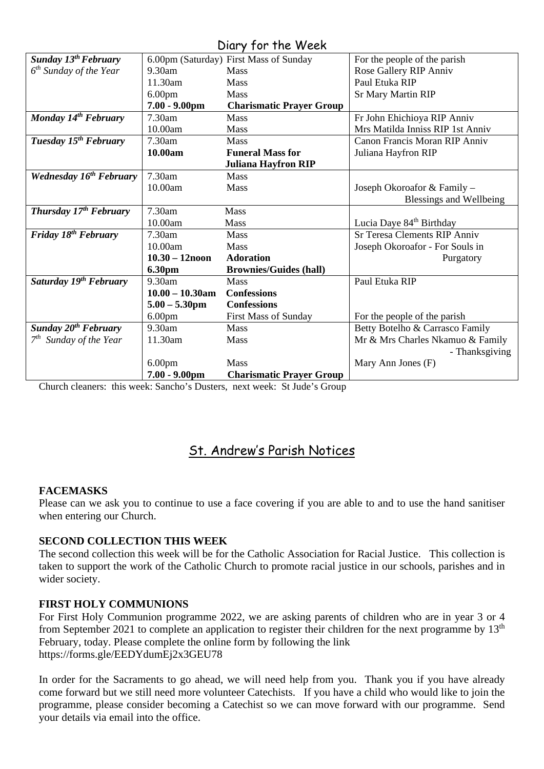## Diary for the Week

| | | | |
|---|---|---|---|
| ***Sunday 13th February*** | 6.00pm (Saturday) | First Mass of Sunday | For the people of the parish |
| *6th Sunday of the Year* | 9.30am | Mass | Rose Gallery RIP Anniv |
| | 11.30am | Mass | Paul Etuka RIP |
| | 6.00pm | Mass | Sr Mary Martin RIP |
| | **7.00 - 9.00pm** | **Charismatic Prayer Group** | |
| ***Monday 14th February*** | 7.30am | Mass | Fr John Ehichioya RIP Anniv |
| | 10.00am | Mass | Mrs Matilda Inniss RIP 1st Anniv |
| ***Tuesday 15th February*** | 7.30am | Mass | Canon Francis Moran RIP Anniv |
| | **10.00am** | **Funeral Mass for Juliana Hayfron RIP** | Juliana Hayfron RIP |
| ***Wednesday 16th February*** | 7.30am | Mass | |
| | 10.00am | Mass | Joseph Okoroafor & Family – Blessings and Wellbeing |
| ***Thursday 17th February*** | 7.30am | Mass | |
| | 10.00am | Mass | Lucia Daye 84th Birthday |
| ***Friday 18th February*** | 7.30am | Mass | Sr Teresa Clements RIP Anniv |
| | 10.00am | Mass | Joseph Okoroafor - For Souls in Purgatory |
| | **10.30 – 12noon** | **Adoration** | |
| | **6.30pm** | **Brownies/Guides (hall)** | |
| ***Saturday 19th February*** | 9.30am | Mass | Paul Etuka RIP |
| | **10.00 – 10.30am** | **Confessions** | |
| | **5.00 – 5.30pm** | **Confessions** | |
| | 6.00pm | First Mass of Sunday | For the people of the parish |
| ***Sunday 20th February*** | 9.30am | Mass | Betty Botelho & Carrasco Family |
| *7th Sunday of the Year* | 11.30am | Mass | Mr & Mrs Charles Nkamuo & Family - Thanksgiving |
| | 6.00pm | Mass | Mary Ann Jones (F) |
| | **7.00 - 9.00pm** | **Charismatic Prayer Group** | |

Church cleaners: this week: Sancho's Dusters, next week: St Jude's Group

## St. Andrew's Parish Notices

**FACEMASKS**

Please can we ask you to continue to use a face covering if you are able to and to use the hand sanitiser when entering our Church.

**SECOND COLLECTION THIS WEEK**

The second collection this week will be for the Catholic Association for Racial Justice. This collection is taken to support the work of the Catholic Church to promote racial justice in our schools, parishes and in wider society.

**FIRST HOLY COMMUNIONS**

For First Holy Communion programme 2022, we are asking parents of children who are in year 3 or 4 from September 2021 to complete an application to register their children for the next programme by 13th February, today. Please complete the online form by following the link https://forms.gle/EEDYdumEj2x3GEU78

In order for the Sacraments to go ahead, we will need help from you. Thank you if you have already come forward but we still need more volunteer Catechists. If you have a child who would like to join the programme, please consider becoming a Catechist so we can move forward with our programme. Send your details via email into the office.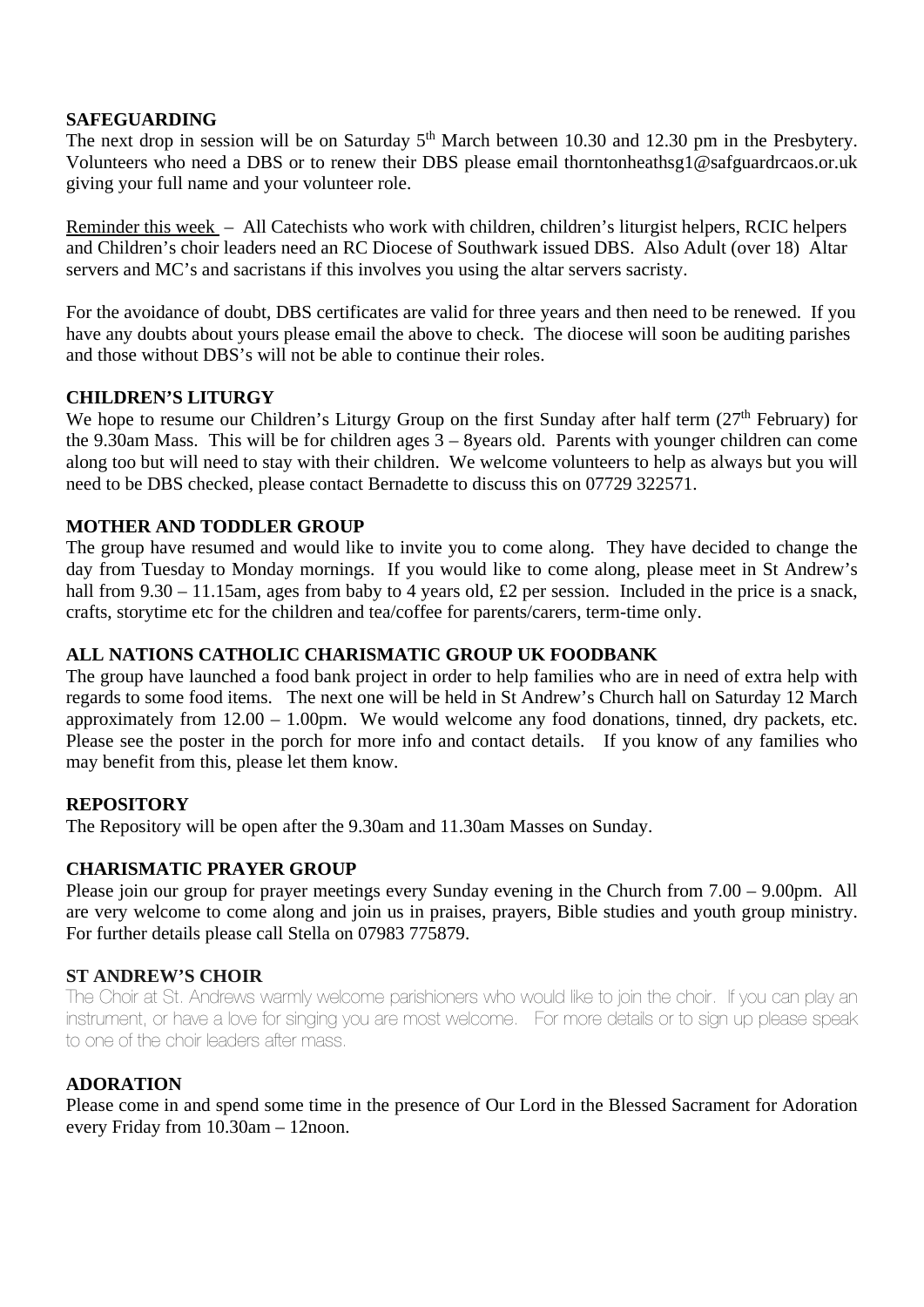## SAFEGUARDING

The next drop in session will be on Saturday 5th March between 10.30 and 12.30 pm in the Presbytery. Volunteers who need a DBS or to renew their DBS please email thorntonheathsg1@safguardrcaos.or.uk giving your full name and your volunteer role.

Reminder this week – All Catechists who work with children, children's liturgist helpers, RCIC helpers and Children's choir leaders need an RC Diocese of Southwark issued DBS. Also Adult (over 18) Altar servers and MC's and sacristans if this involves you using the altar servers sacristy.

For the avoidance of doubt, DBS certificates are valid for three years and then need to be renewed. If you have any doubts about yours please email the above to check. The diocese will soon be auditing parishes and those without DBS's will not be able to continue their roles.

## CHILDREN'S LITURGY

We hope to resume our Children's Liturgy Group on the first Sunday after half term (27th February) for the 9.30am Mass. This will be for children ages 3 – 8years old. Parents with younger children can come along too but will need to stay with their children. We welcome volunteers to help as always but you will need to be DBS checked, please contact Bernadette to discuss this on 07729 322571.

## MOTHER AND TODDLER GROUP

The group have resumed and would like to invite you to come along. They have decided to change the day from Tuesday to Monday mornings. If you would like to come along, please meet in St Andrew's hall from 9.30 – 11.15am, ages from baby to 4 years old, £2 per session. Included in the price is a snack, crafts, storytime etc for the children and tea/coffee for parents/carers, term-time only.

## ALL NATIONS CATHOLIC CHARISMATIC GROUP UK FOODBANK

The group have launched a food bank project in order to help families who are in need of extra help with regards to some food items. The next one will be held in St Andrew's Church hall on Saturday 12 March approximately from 12.00 – 1.00pm. We would welcome any food donations, tinned, dry packets, etc. Please see the poster in the porch for more info and contact details. If you know of any families who may benefit from this, please let them know.

## REPOSITORY

The Repository will be open after the 9.30am and 11.30am Masses on Sunday.

## CHARISMATIC PRAYER GROUP

Please join our group for prayer meetings every Sunday evening in the Church from 7.00 – 9.00pm. All are very welcome to come along and join us in praises, prayers, Bible studies and youth group ministry. For further details please call Stella on 07983 775879.

## ST ANDREW'S CHOIR

The Choir at St. Andrews warmly welcome parishioners who would like to join the choir. If you can play an instrument, or have a love for singing you are most welcome. For more details or to sign up please speak to one of the choir leaders after mass.

## ADORATION

Please come in and spend some time in the presence of Our Lord in the Blessed Sacrament for Adoration every Friday from 10.30am – 12noon.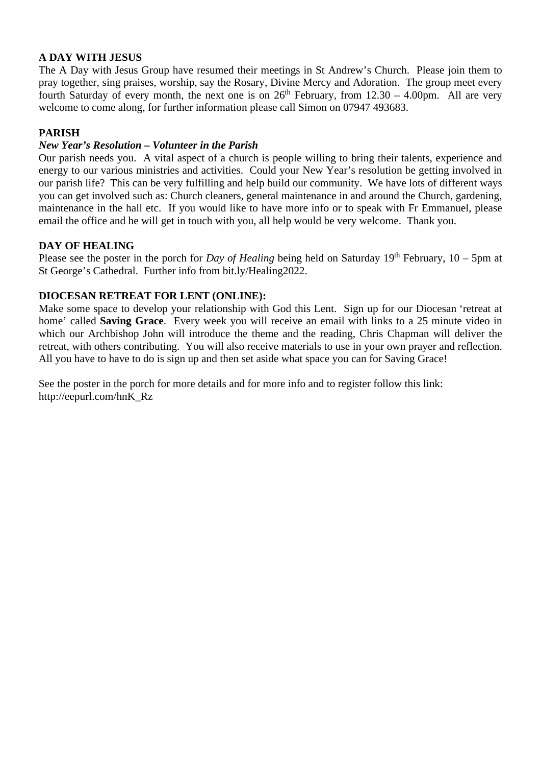**A DAY WITH JESUS**

The A Day with Jesus Group have resumed their meetings in St Andrew's Church. Please join them to pray together, sing praises, worship, say the Rosary, Divine Mercy and Adoration. The group meet every fourth Saturday of every month, the next one is on 26th February, from 12.30 – 4.00pm. All are very welcome to come along, for further information please call Simon on 07947 493683.

**PARISH**

***New Year's Resolution – Volunteer in the Parish***

Our parish needs you. A vital aspect of a church is people willing to bring their talents, experience and energy to our various ministries and activities. Could your New Year's resolution be getting involved in our parish life? This can be very fulfilling and help build our community. We have lots of different ways you can get involved such as: Church cleaners, general maintenance in and around the Church, gardening, maintenance in the hall etc. If you would like to have more info or to speak with Fr Emmanuel, please email the office and he will get in touch with you, all help would be very welcome. Thank you.

**DAY OF HEALING**

Please see the poster in the porch for *Day of Healing* being held on Saturday 19th February, 10 – 5pm at St George's Cathedral. Further info from bit.ly/Healing2022.

**DIOCESAN RETREAT FOR LENT (ONLINE):**

Make some space to develop your relationship with God this Lent. Sign up for our Diocesan 'retreat at home' called **Saving Grace**. Every week you will receive an email with links to a 25 minute video in which our Archbishop John will introduce the theme and the reading, Chris Chapman will deliver the retreat, with others contributing. You will also receive materials to use in your own prayer and reflection. All you have to have to do is sign up and then set aside what space you can for Saving Grace!

See the poster in the porch for more details and for more info and to register follow this link:
http://eepurl.com/hnK_Rz